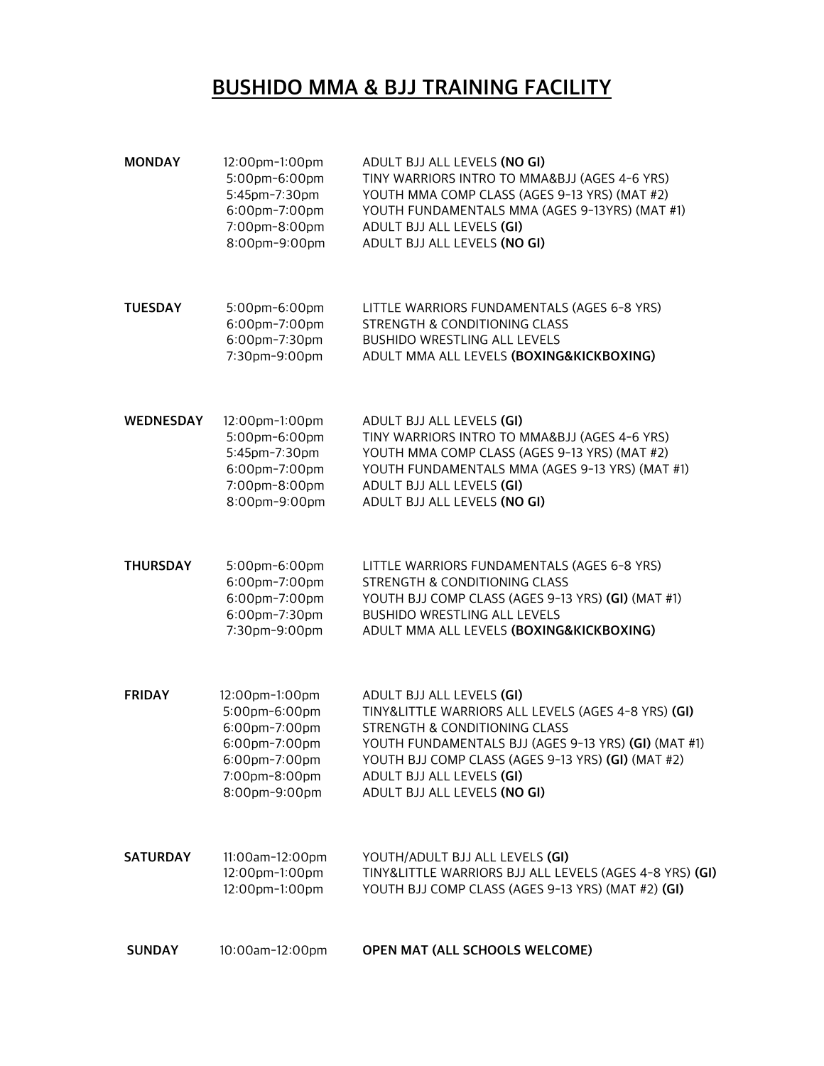# BUSHIDO MMA & BJJ TRAINING FACILITY

| | | |
|---|---|---|
| **MONDAY** | 12:00pm-1:00pm | ADULT BJJ ALL LEVELS **(NO GI)** |
| | 5:00pm-6:00pm | TINY WARRIORS INTRO TO MMA&BJJ (AGES 4-6 YRS) |
| | 5:45pm-7:30pm | YOUTH MMA COMP CLASS (AGES 9-13 YRS) (MAT #2) |
| | 6:00pm-7:00pm | YOUTH FUNDAMENTALS MMA (AGES 9-13YRS) (MAT #1) |
| | 7:00pm-8:00pm | ADULT BJJ ALL LEVELS **(GI)** |
| | 8:00pm-9:00pm | ADULT BJJ ALL LEVELS **(NO GI)** |
| **TUESDAY** | 5:00pm-6:00pm | LITTLE WARRIORS FUNDAMENTALS (AGES 6-8 YRS) |
| | 6:00pm-7:00pm | STRENGTH & CONDITIONING CLASS |
| | 6:00pm-7:30pm | BUSHIDO WRESTLING ALL LEVELS |
| | 7:30pm-9:00pm | ADULT MMA ALL LEVELS **(BOXING&KICKBOXING)** |
| **WEDNESDAY** | 12:00pm-1:00pm | ADULT BJJ ALL LEVELS **(GI)** |
| | 5:00pm-6:00pm | TINY WARRIORS INTRO TO MMA&BJJ (AGES 4-6 YRS) |
| | 5:45pm-7:30pm | YOUTH MMA COMP CLASS (AGES 9-13 YRS) (MAT #2) |
| | 6:00pm-7:00pm | YOUTH FUNDAMENTALS MMA (AGES 9-13 YRS) (MAT #1) |
| | 7:00pm-8:00pm | ADULT BJJ ALL LEVELS **(GI)** |
| | 8:00pm-9:00pm | ADULT BJJ ALL LEVELS **(NO GI)** |
| **THURSDAY** | 5:00pm-6:00pm | LITTLE WARRIORS FUNDAMENTALS (AGES 6-8 YRS) |
| | 6:00pm-7:00pm | STRENGTH & CONDITIONING CLASS |
| | 6:00pm-7:00pm | YOUTH BJJ COMP CLASS (AGES 9-13 YRS) **(GI)** (MAT #1) |
| | 6:00pm-7:30pm | BUSHIDO WRESTLING ALL LEVELS |
| | 7:30pm-9:00pm | ADULT MMA ALL LEVELS **(BOXING&KICKBOXING)** |
| **FRIDAY** | 12:00pm-1:00pm | ADULT BJJ ALL LEVELS **(GI)** |
| | 5:00pm-6:00pm | TINY&LITTLE WARRIORS ALL LEVELS (AGES 4-8 YRS) **(GI)** |
| | 6:00pm-7:00pm | STRENGTH & CONDITIONING CLASS |
| | 6:00pm-7:00pm | YOUTH FUNDAMENTALS BJJ (AGES 9-13 YRS) **(GI)** (MAT #1) |
| | 6:00pm-7:00pm | YOUTH BJJ COMP CLASS (AGES 9-13 YRS) **(GI)** (MAT #2) |
| | 7:00pm-8:00pm | ADULT BJJ ALL LEVELS **(GI)** |
| | 8:00pm-9:00pm | ADULT BJJ ALL LEVELS **(NO GI)** |
| **SATURDAY** | 11:00am-12:00pm | YOUTH/ADULT BJJ ALL LEVELS **(GI)** |
| | 12:00pm-1:00pm | TINY&LITTLE WARRIORS BJJ ALL LEVELS (AGES 4-8 YRS) **(GI)** |
| | 12:00pm-1:00pm | YOUTH BJJ COMP CLASS (AGES 9-13 YRS) (MAT #2) **(GI)** |
| **SUNDAY** | 10:00am-12:00pm | **OPEN MAT (ALL SCHOOLS WELCOME)** |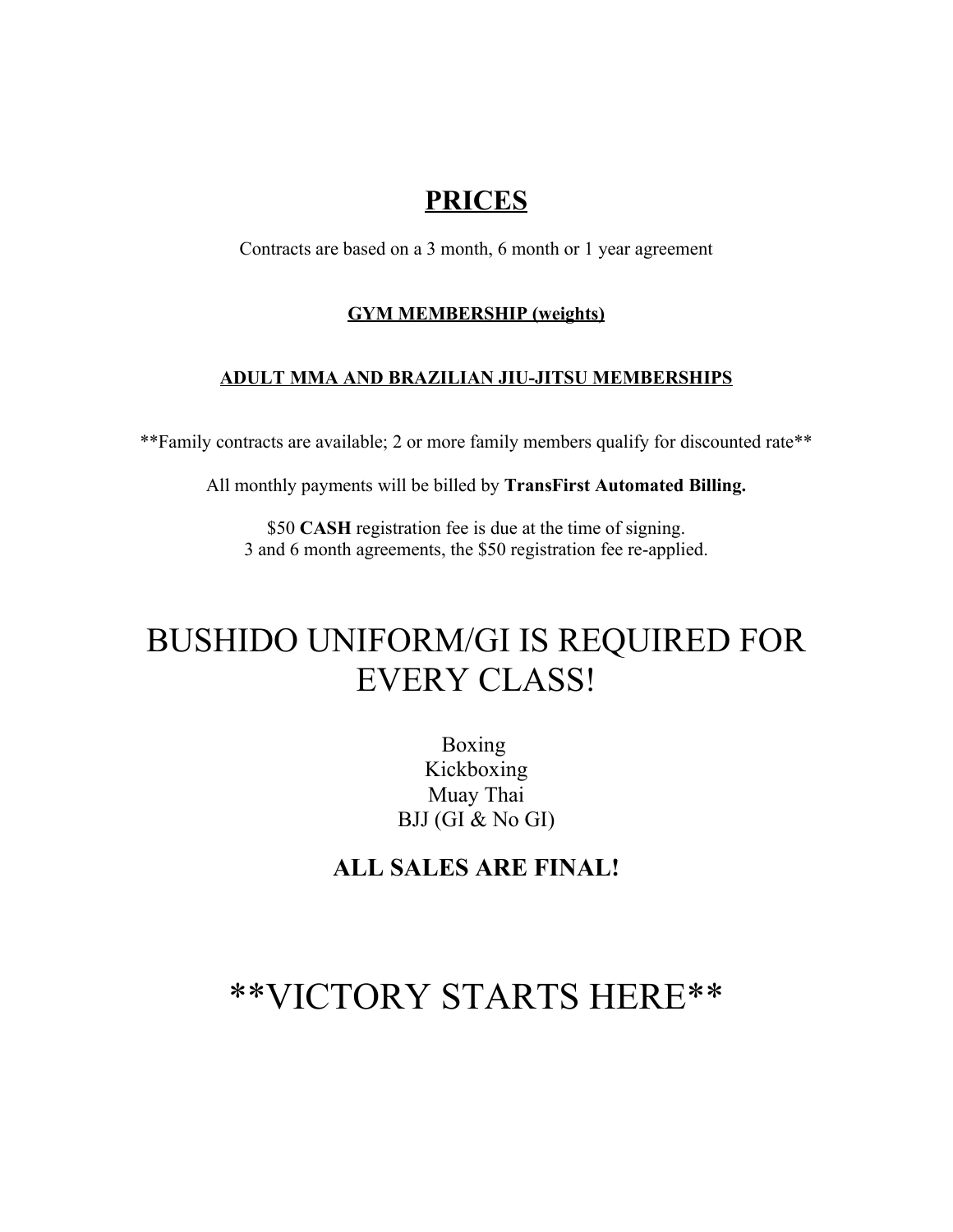# PRICES

Contracts are based on a 3 month, 6 month or 1 year agreement

**GYM MEMBERSHIP (weights)**

**ADULT MMA AND BRAZILIAN JIU-JITSU MEMBERSHIPS**

**Family contracts are available; 2 or more family members qualify for discounted rate**

All monthly payments will be billed by **TransFirst Automated Billing.**

$50 **CASH** registration fee is due at the time of signing.
3 and 6 month agreements, the $50 registration fee re-applied.

# BUSHIDO UNIFORM/GI IS REQUIRED FOR EVERY CLASS!

Boxing
Kickboxing
Muay Thai
BJJ (GI & No GI)

**ALL SALES ARE FINAL!**

# **VICTORY STARTS HERE**